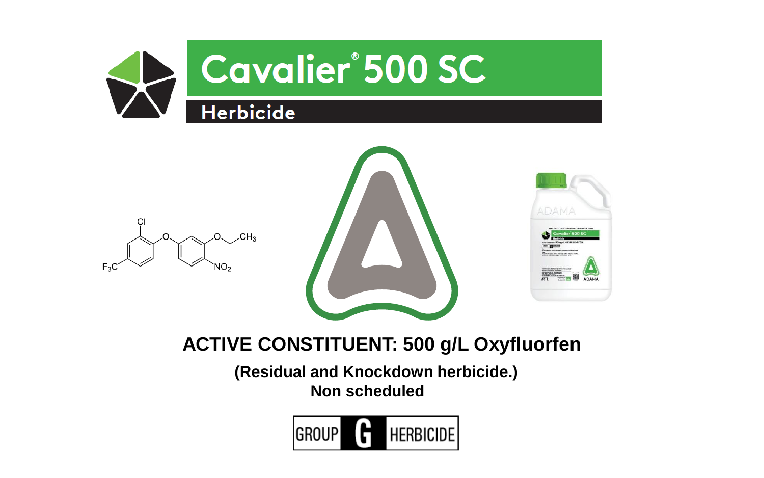# Cavalier® 500 SC

## Herbicide

**ACTIVE CONSTITUENT: 500 g/L Oxyfluorfen**

**(Residual and Knockdown herbicide.)**

**Non scheduled**

GROUP **G** HERBICIDE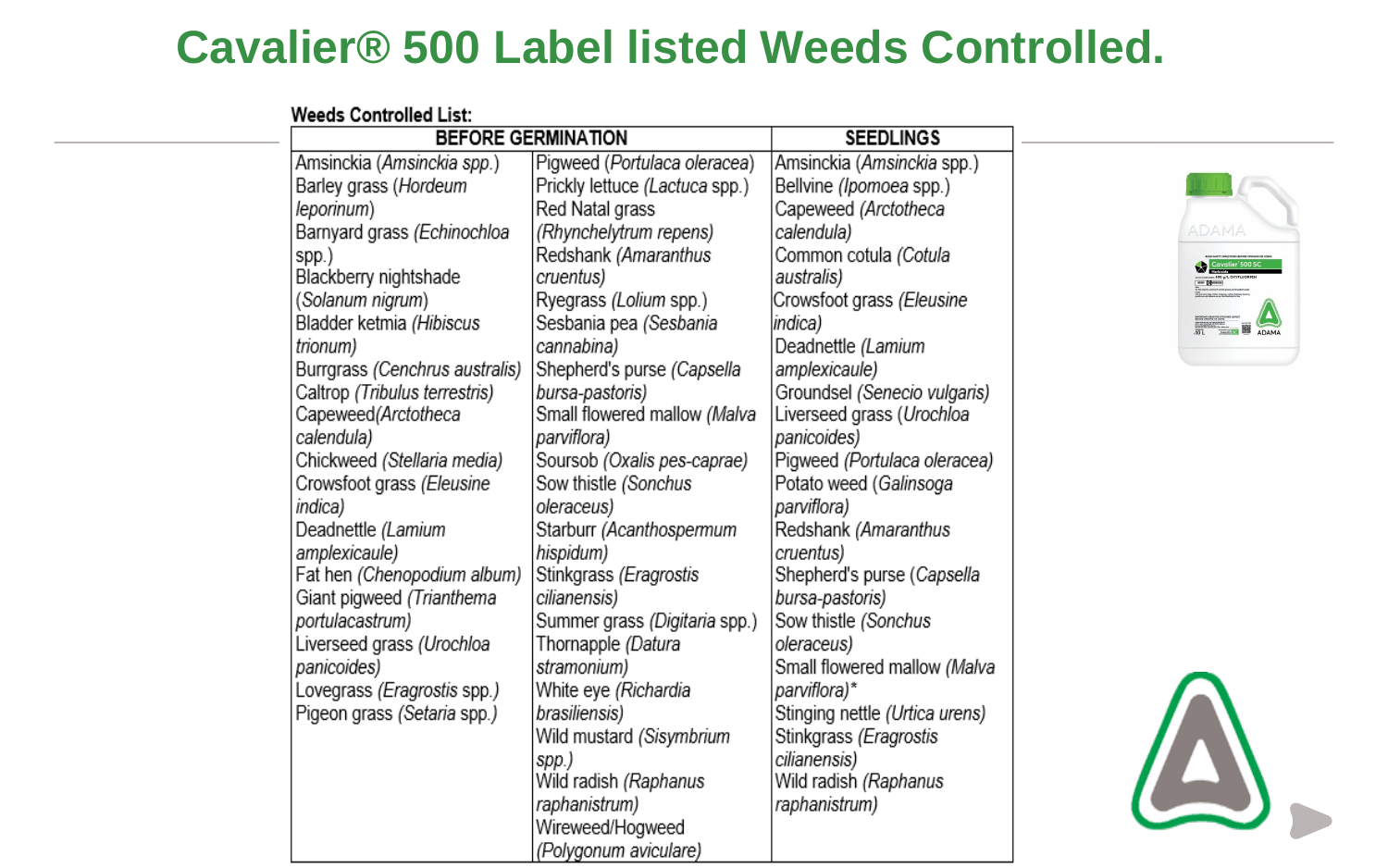# Cavalier® 500 Label listed Weeds Controlled.

**Weeds Controlled List:**

| BEFORE GERMINATION | | SEEDLINGS |
|---|---|---|
| Amsinckia (*Amsinckia spp.*) | Pigweed (*Portulaca oleracea*) | Amsinckia (*Amsinckia* spp.) |
| Barley grass (*Hordeum leporinum*) | Prickly lettuce (*Lactuca* spp.) | Bellvine (*Ipomoea* spp.) |
| Barnyard grass (*Echinochloa* spp.) | Red Natal grass (*Rhynchelytrum repens*) | Capeweed (*Arctotheca calendula*) |
| Blackberry nightshade (*Solanum nigrum*) | Redshank (*Amaranthus cruentus*) | Common cotula (*Cotula australis*) |
| Bladder ketmia (*Hibiscus trionum*) | Ryegrass (*Lolium* spp.) | Crowsfoot grass (*Eleusine indica*) |
| Burrgrass (*Cenchrus australis*) | Sesbania pea (*Sesbania cannabina*) | Deadnettle (*Lamium amplexicaule*) |
| Caltrop (*Tribulus terrestris*) | Shepherd's purse (*Capsella bursa-pastoris*) | Groundsel (*Senecio vulgaris*) |
| Capeweed(*Arctotheca calendula*) | Small flowered mallow (*Malva parviflora*) | Liverseed grass (*Urochloa panicoides*) |
| Chickweed (*Stellaria media*) | Soursob (*Oxalis pes-caprae*) | Pigweed (*Portulaca oleracea*) |
| Crowsfoot grass (*Eleusine indica*) | Sow thistle (*Sonchus oleraceus*) | Potato weed (*Galinsoga parviflora*) |
| Deadnettle (*Lamium amplexicaule*) | Starburr (*Acanthospermum hispidum*) | Redshank (*Amaranthus cruentus*) |
| Fat hen (*Chenopodium album*) | Stinkgrass (*Eragrostis cilianensis*) | Shepherd's purse (*Capsella bursa-pastoris*) |
| Giant pigweed (*Trianthema portulacastrum*) | Summer grass (*Digitaria* spp.) | Sow thistle (*Sonchus oleraceus*) |
| Liverseed grass (*Urochloa panicoides*) | Thornapple (*Datura stramonium*) | Small flowered mallow (*Malva parviflora*)* |
| Lovegrass (*Eragrostis* spp.) | White eye (*Richardia brasiliensis*) | Stinging nettle (*Urtica urens*) |
| Pigeon grass (*Setaria* spp.) | Wild mustard (*Sisymbrium spp.*) | Stinkgrass (*Eragrostis cilianensis*) |
| | Wild radish (*Raphanus raphanistrum*) | Wild radish (*Raphanus raphanistrum*) |
| | Wireweed/Hogweed (*Polygonum aviculare*) | |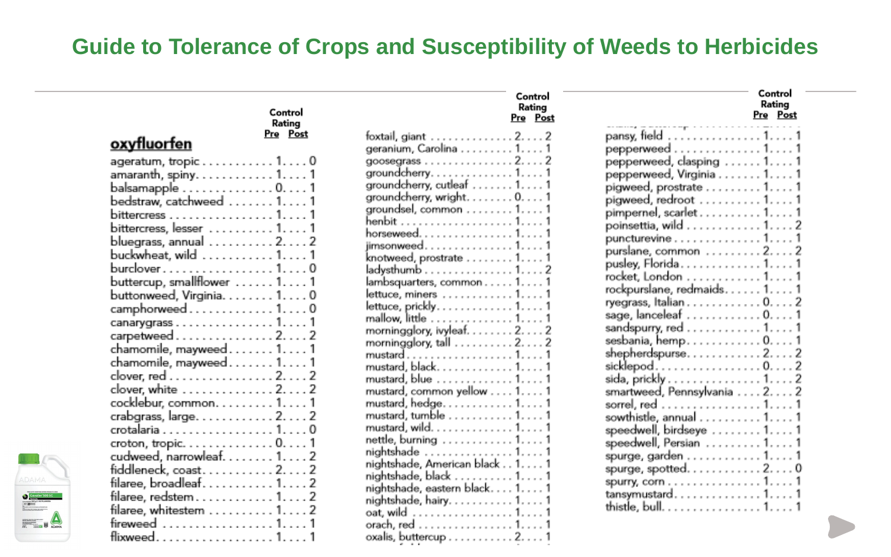# Guide to Tolerance of Crops and Susceptibility of Weeds to Herbicides

## oxyfluorfen

| Weed | Control Rating Pre | Control Rating Post |
|---|---|---|
| ageratum, tropic | 1 | 0 |
| amaranth, spiny | 1 | 1 |
| balsamapple | 0 | 1 |
| bedstraw, catchweed | 1 | 1 |
| bittercress | 1 | 1 |
| bittercress, lesser | 1 | 1 |
| bluegrass, annual | 2 | 2 |
| buckwheat, wild | 1 | 1 |
| burclover | 1 | 0 |
| buttercup, smallflower | 1 | 1 |
| buttonweed, Virginia | 1 | 0 |
| camphorweed | 1 | 0 |
| canarygrass | 1 | 1 |
| carpetweed | 2 | 2 |
| chamomile, mayweed | 1 | 1 |
| chamomile, mayweed | 1 | 1 |
| clover, red | 2 | 2 |
| clover, white | 2 | 2 |
| cocklebur, common | 1 | 1 |
| crabgrass, large | 2 | 2 |
| crotalaria | 1 | 0 |
| croton, tropic | 0 | 1 |
| cudweed, narrowleaf | 1 | 2 |
| fiddleneck, coast | 2 | 2 |
| filaree, broadleaf | 1 | 2 |
| filaree, redstem | 1 | 2 |
| filaree, whitestem | 1 | 2 |
| fireweed | 1 | 1 |
| flixweed | 1 | 1 |
| foxtail, giant | 2 | 2 |
| geranium, Carolina | 1 | 1 |
| goosegrass | 2 | 2 |
| groundcherry | 1 | 1 |
| groundcherry, cutleaf | 1 | 1 |
| groundcherry, wright | 0 | 1 |
| groundsel, common | 1 | 1 |
| henbit | 1 | 1 |
| horseweed | 1 | 1 |
| jimsonweed | 1 | 1 |
| knotweed, prostrate | 1 | 1 |
| ladysthumb | 1 | 2 |
| lambsquarters, common | 1 | 1 |
| lettuce, miners | 1 | 1 |
| lettuce, prickly | 1 | 1 |
| mallow, little | 1 | 1 |
| morningglory, ivyleaf | 2 | 2 |
| morningglory, tall | 2 | 2 |
| mustard | 1 | 1 |
| mustard, black | 1 | 1 |
| mustard, blue | 1 | 1 |
| mustard, common yellow | 1 | 1 |
| mustard, hedge | 1 | 1 |
| mustard, tumble | 1 | 1 |
| mustard, wild | 1 | 1 |
| nettle, burning | 1 | 1 |
| nightshade | 1 | 1 |
| nightshade, American black | 1 | 1 |
| nightshade, black | 1 | 1 |
| nightshade, eastern black | 1 | 1 |
| nightshade, hairy | 1 | 1 |
| oat, wild | 1 | 1 |
| orach, red | 1 | 1 |
| oxalis, buttercup | 2 | 1 |
| pansy, field | 1 | 1 |
| pepperweed | 1 | 1 |
| pepperweed, clasping | 1 | 1 |
| pepperweed, Virginia | 1 | 1 |
| pigweed, prostrate | 1 | 1 |
| pigweed, redroot | 1 | 1 |
| pimpernel, scarlet | 1 | 1 |
| poinsettia, wild | 1 | 2 |
| puncturevine | 1 | 1 |
| purslane, common | 2 | 2 |
| pusley, Florida | 1 | 1 |
| rocket, London | 1 | 1 |
| rockpurslane, redmaids | 1 | 1 |
| ryegrass, Italian | 0 | 2 |
| sage, lanceleaf | 0 | 1 |
| sandspurry, red | 1 | 1 |
| sesbania, hemp | 0 | 1 |
| shepherdspurse | 2 | 2 |
| sicklepod | 0 | 2 |
| sida, prickly | 1 | 2 |
| smartweed, Pennsylvania | 2 | 2 |
| sorrel, red | 1 | 1 |
| sowthistle, annual | 1 | 1 |
| speedwell, birdseye | 1 | 1 |
| speedwell, Persian | 1 | 1 |
| spurge, garden | 1 | 1 |
| spurge, spotted | 2 | 0 |
| spurry, corn | 1 | 1 |
| tansymustard | 1 | 1 |
| thistle, bull | 1 | 1 |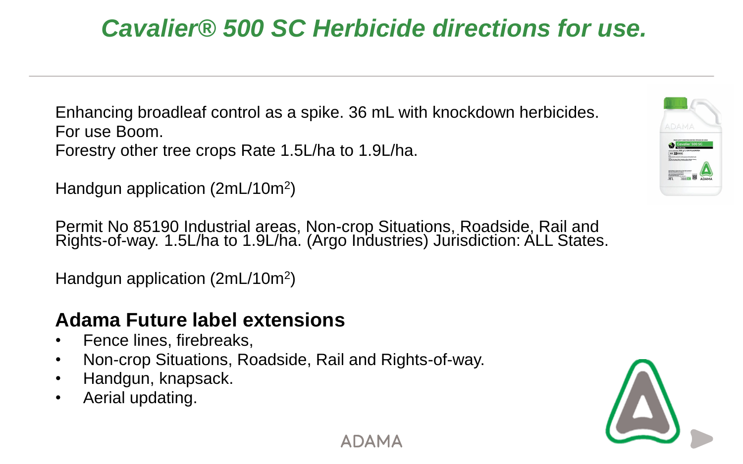# *Cavalier® 500 SC Herbicide directions for use.*

Enhancing broadleaf control as a spike. 36 mL with knockdown herbicides.
For use Boom.
Forestry other tree crops Rate 1.5L/ha to 1.9L/ha.

Handgun application ($2mL/10m^2$)

Permit No 85190 Industrial areas, Non-crop Situations, Roadside, Rail and Rights-of-way. 1.5L/ha to 1.9L/ha. (Argo Industries) Jurisdiction: ALL States.

Handgun application ($2mL/10m^2$)

## Adama Future label extensions

- Fence lines, firebreaks,
- Non-crop Situations, Roadside, Rail and Rights-of-way.
- Handgun, knapsack.
- Aerial updating.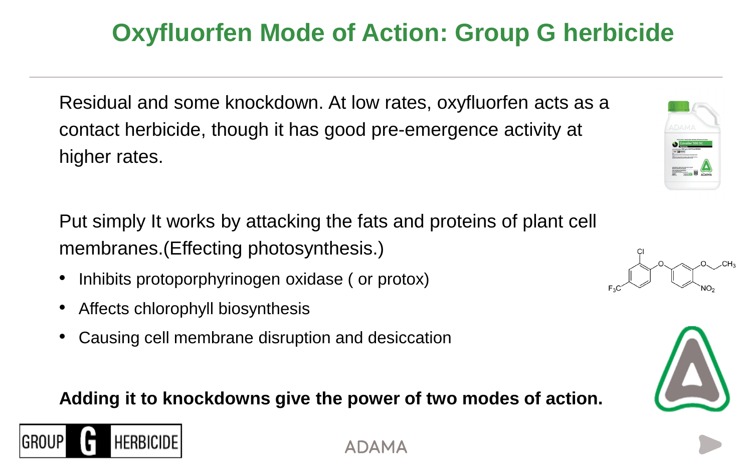# Oxyfluorfen Mode of Action: Group G herbicide

Residual and some knockdown. At low rates, oxyfluorfen acts as a contact herbicide, though it has good pre-emergence activity at higher rates.

Put simply It works by attacking the fats and proteins of plant cell membranes.(Effecting photosynthesis.)

- Inhibits protoporphyrinogen oxidase ( or protox)
- Affects chlorophyll biosynthesis
- Causing cell membrane disruption and desiccation

**Adding it to knockdowns give the power of two modes of action.**

GROUP G HERBICIDE

ADAMA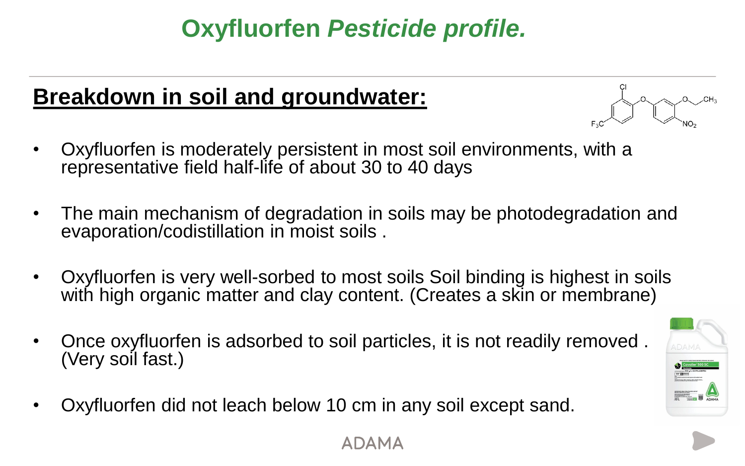# Oxyfluorfen *Pesticide profile.*

## Breakdown in soil and groundwater:

- Oxyfluorfen is moderately persistent in most soil environments, with a representative field half-life of about 30 to 40 days
- The main mechanism of degradation in soils may be photodegradation and evaporation/codistillation in moist soils .
- Oxyfluorfen is very well-sorbed to most soils Soil binding is highest in soils with high organic matter and clay content. (Creates a skin or membrane)
- Once oxyfluorfen is adsorbed to soil particles, it is not readily removed . (Very soil fast.)
- Oxyfluorfen did not leach below 10 cm in any soil except sand.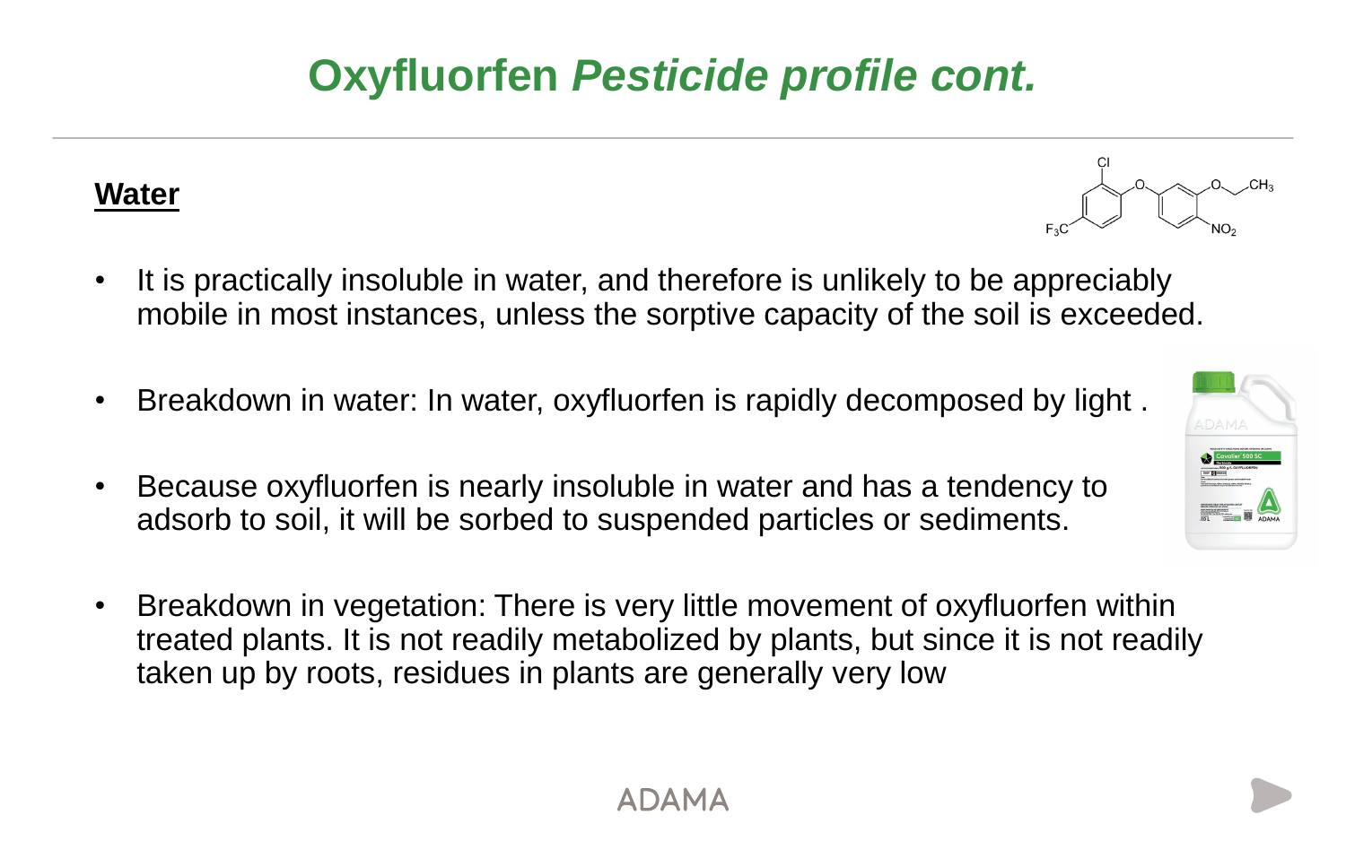# Oxyfluorfen *Pesticide profile cont.*

**Water**

- It is practically insoluble in water, and therefore is unlikely to be appreciably mobile in most instances, unless the sorptive capacity of the soil is exceeded.
- Breakdown in water: In water, oxyfluorfen is rapidly decomposed by light .
- Because oxyfluorfen is nearly insoluble in water and has a tendency to adsorb to soil, it will be sorbed to suspended particles or sediments.
- Breakdown in vegetation: There is very little movement of oxyfluorfen within treated plants. It is not readily metabolized by plants, but since it is not readily taken up by roots, residues in plants are generally very low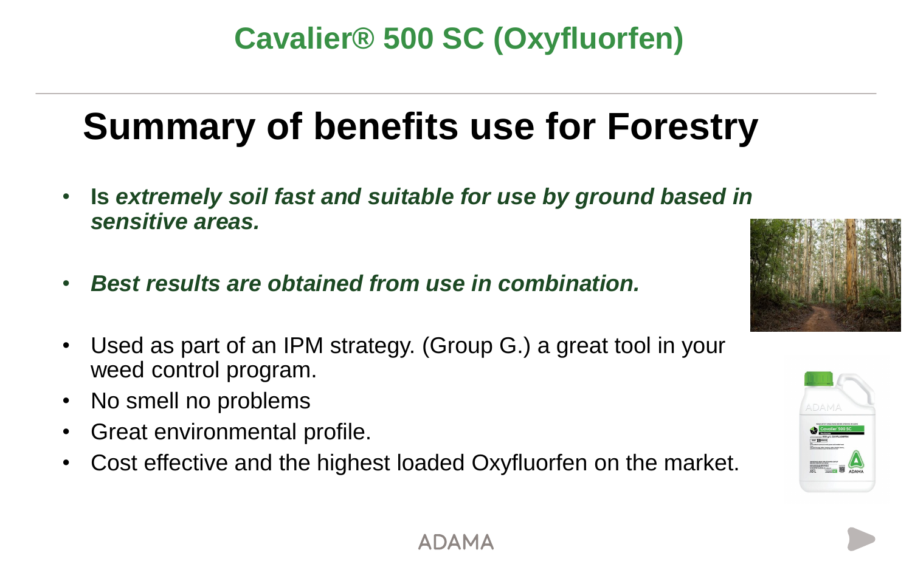# Cavalier® 500 SC (Oxyfluorfen)

## Summary of benefits use for Forestry

- ***Is extremely soil fast and suitable for use by ground based in sensitive areas.***
- ***Best results are obtained from use in combination.***
- Used as part of an IPM strategy. (Group G.) a great tool in your weed control program.
- No smell no problems
- Great environmental profile.
- Cost effective and the highest loaded Oxyfluorfen on the market.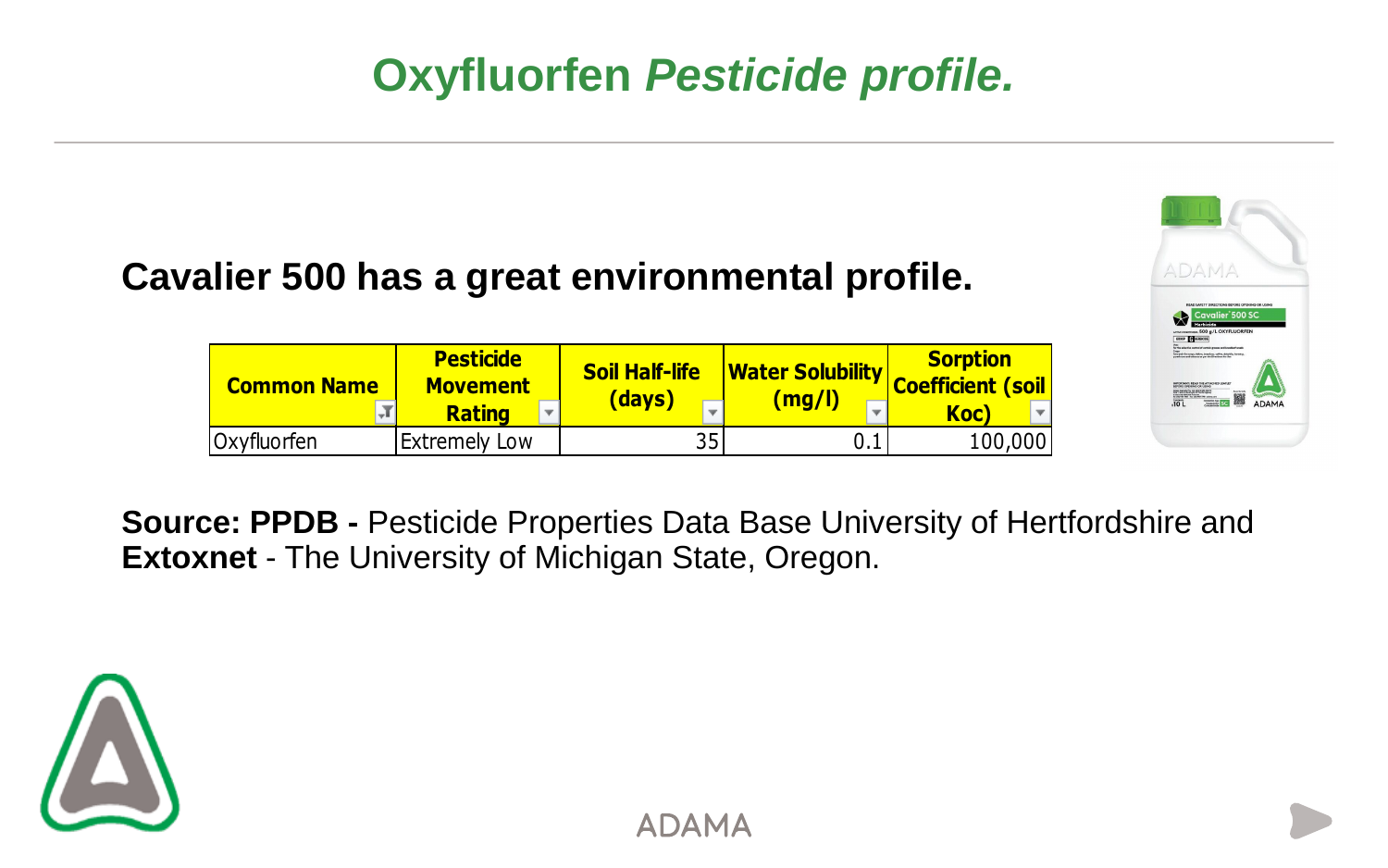# Oxyfluorfen *Pesticide profile.*

**Cavalier 500 has a great environmental profile.**

| Common Name | Pesticide Movement Rating | Soil Half-life (days) | Water Solubility (mg/l) | Sorption Coefficient (soil Koc) |
|---|---|---|---|---|
| Oxyfluorfen | Extremely Low | 35 | 0.1 | 100,000 |

**Source: PPDB -** Pesticide Properties Data Base University of Hertfordshire and **Extoxnet** - The University of Michigan State, Oregon.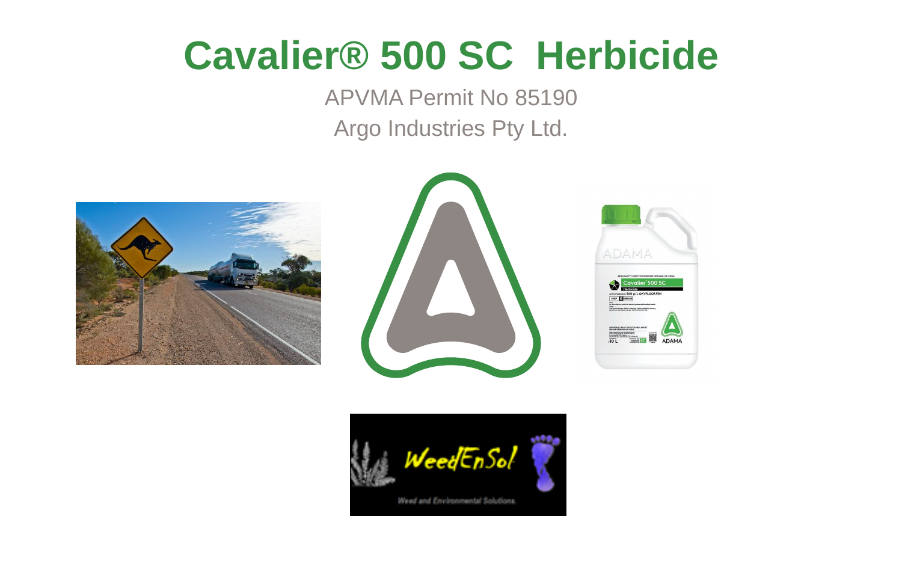# Cavalier® 500 SC Herbicide

APVMA Permit No 85190

Argo Industries Pty Ltd.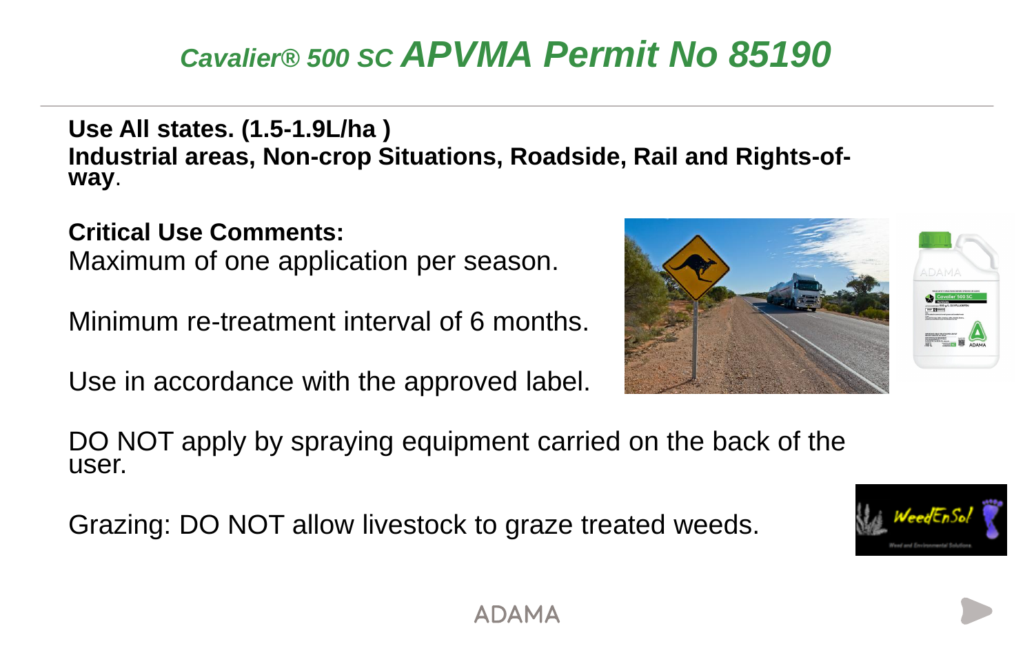# *Cavalier® 500 SC APVMA Permit No 85190*

**Use All states. (1.5-1.9L/ha )**
**Industrial areas, Non-crop Situations, Roadside, Rail and Rights-of-way**.

**Critical Use Comments:**
Maximum of one application per season.

Minimum re-treatment interval of 6 months.

Use in accordance with the approved label.

DO NOT apply by spraying equipment carried on the back of the user.

Grazing: DO NOT allow livestock to graze treated weeds.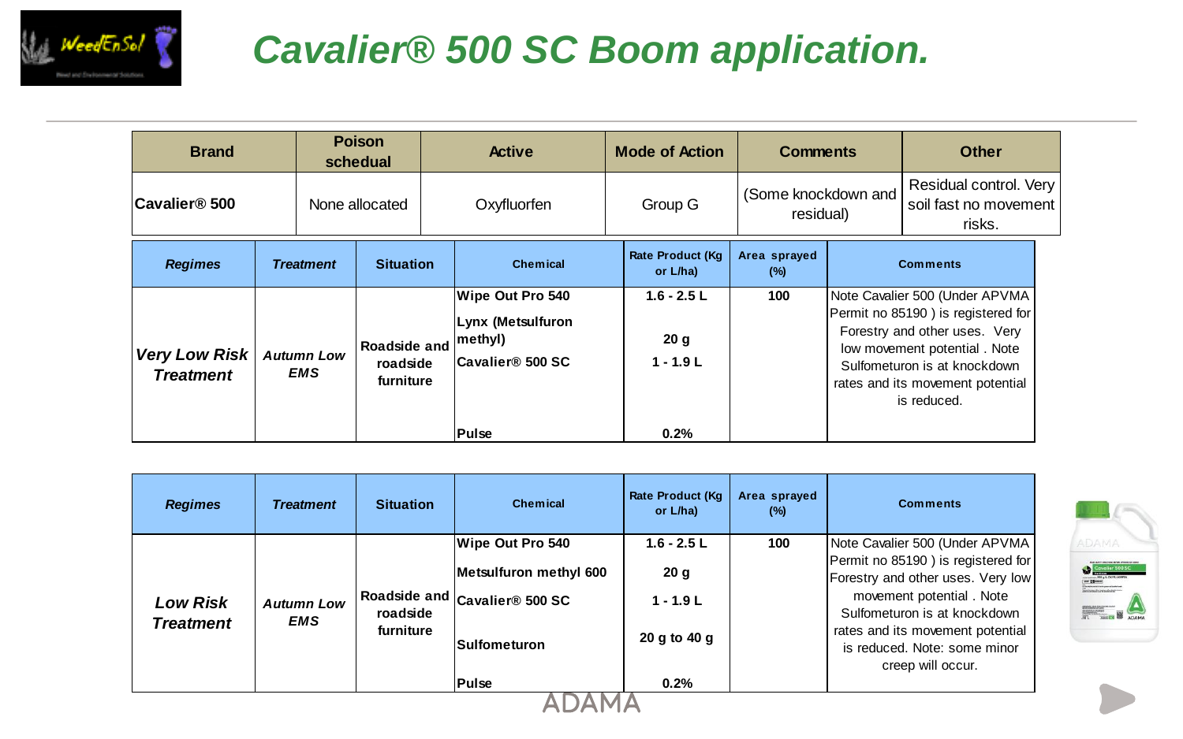# Cavalier® 500 SC Boom application.

| Brand | Poison schedual | Active | Mode of Action | Comments | Other |
|---|---|---|---|---|---|
| **Cavalier® 500** | None allocated | Oxyfluorfen | Group G | (Some knockdown and residual) | Residual control. Very soil fast no movement risks. |

| Regimes | Treatment | Situation | Chemical | Rate Product (Kg or L/ha) | Area sprayed (%) | Comments |
|---|---|---|---|---|---|---|
| ***Very Low Risk Treatment*** | ***Autumn Low EMS*** | **Roadside and roadside furniture** | **Wipe Out Pro 540** | **1.6 - 2.5 L** | **100** | Note Cavalier 500 (Under APVMA Permit no 85190 ) is registered for Forestry and other uses. Very low movement potential . Note Sulfometuron is at knockdown rates and its movement potential is reduced. |
| | | | **Lynx (Metsulfuron methyl)** | **20 g** | | |
| | | | **Cavalier® 500 SC** | **1 - 1.9 L** | | |
| | | | **Pulse** | **0.2%** | | |

| Regimes | Treatment | Situation | Chemical | Rate Product (Kg or L/ha) | Area sprayed (%) | Comments |
|---|---|---|---|---|---|---|
| ***Low Risk Treatment*** | ***Autumn Low EMS*** | **Roadside and roadside furniture** | **Wipe Out Pro 540** | **1.6 - 2.5 L** | **100** | Note Cavalier 500 (Under APVMA Permit no 85190 ) is registered for Forestry and other uses. Very low movement potential . Note Sulfometuron is at knockdown rates and its movement potential is reduced. Note: some minor creep will occur. |
| | | | **Metsulfuron methyl 600** | **20 g** | | |
| | | | **Cavalier® 500 SC** | **1 - 1.9 L** | | |
| | | | **Sulfometuron** | **20 g to 40 g** | | |
| | | | **Pulse** | **0.2%** | | |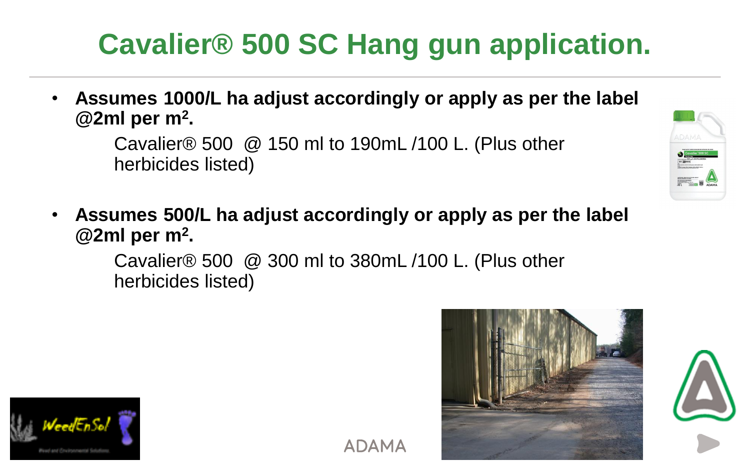# Cavalier® 500 SC Hang gun application.

- **Assumes 1000/L ha adjust accordingly or apply as per the label @2ml per m².**

  Cavalier® 500 @ 150 ml to 190mL /100 L. (Plus other herbicides listed)

- **Assumes 500/L ha adjust accordingly or apply as per the label @2ml per m².**

  Cavalier® 500 @ 300 ml to 380mL /100 L. (Plus other herbicides listed)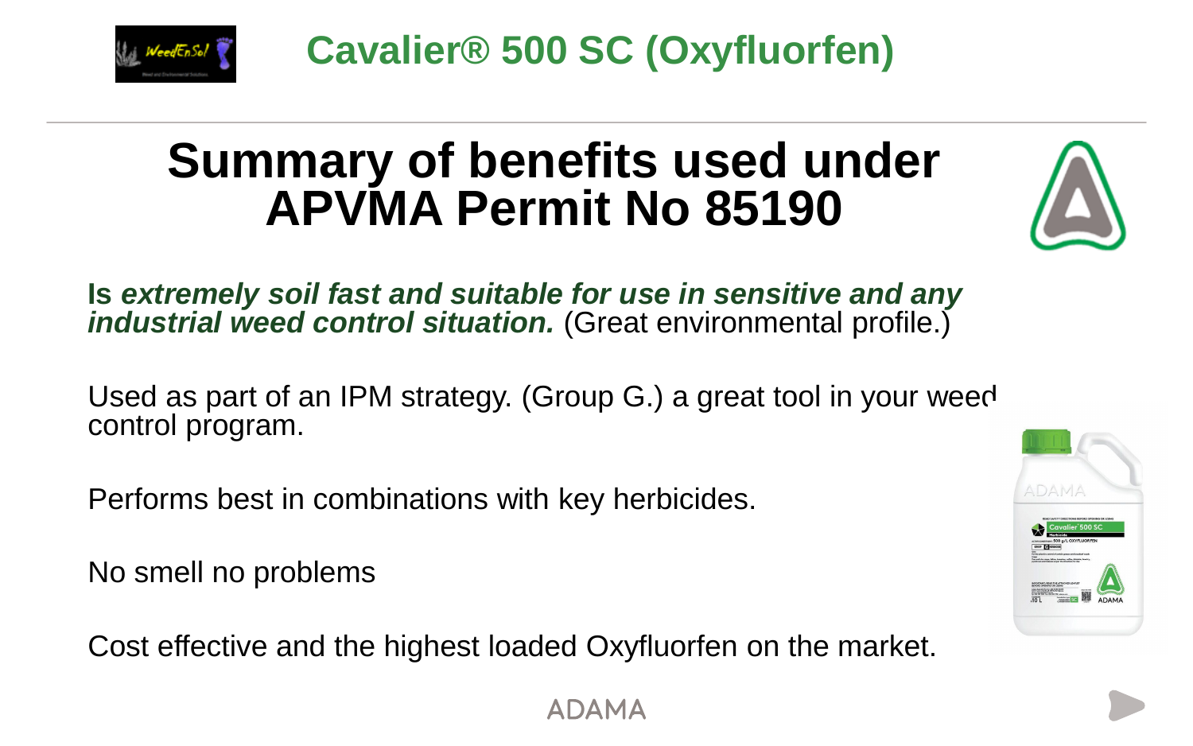# Cavalier® 500 SC (Oxyfluorfen)

## Summary of benefits used under APVMA Permit No 85190

**Is *extremely soil fast and suitable for use in sensitive and any industrial weed control situation.*** (Great environmental profile.)

Used as part of an IPM strategy. (Group G.) a great tool in your weed control program.

Performs best in combinations with key herbicides.

No smell no problems

Cost effective and the highest loaded Oxyfluorfen on the market.

ADAMA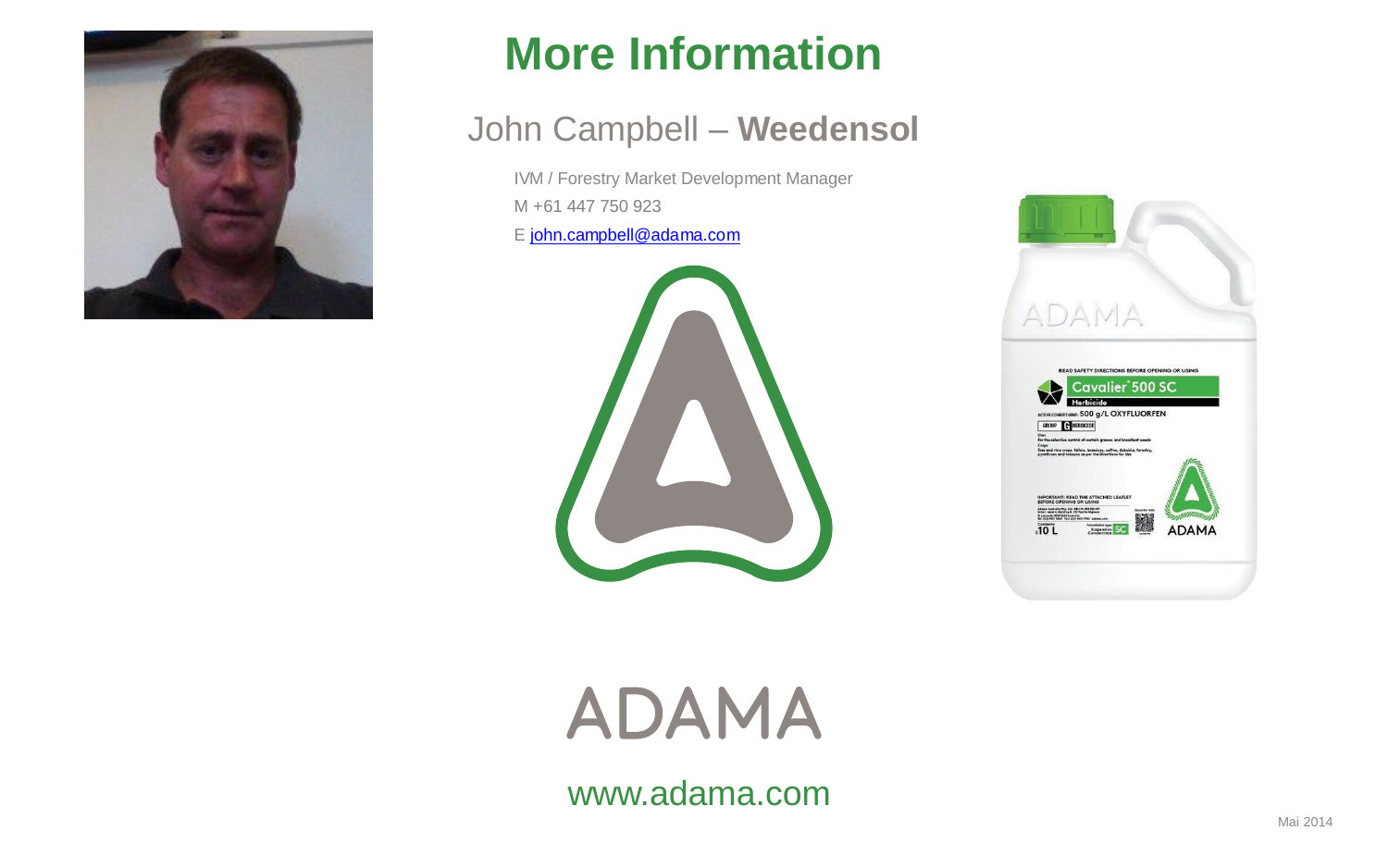# More Information

## John Campbell – **Weedensol**

IVM / Forestry Market Development Manager

M +61 447 750 923

E john.campbell@adama.com

ADAMA

www.adama.com

Mai 2014